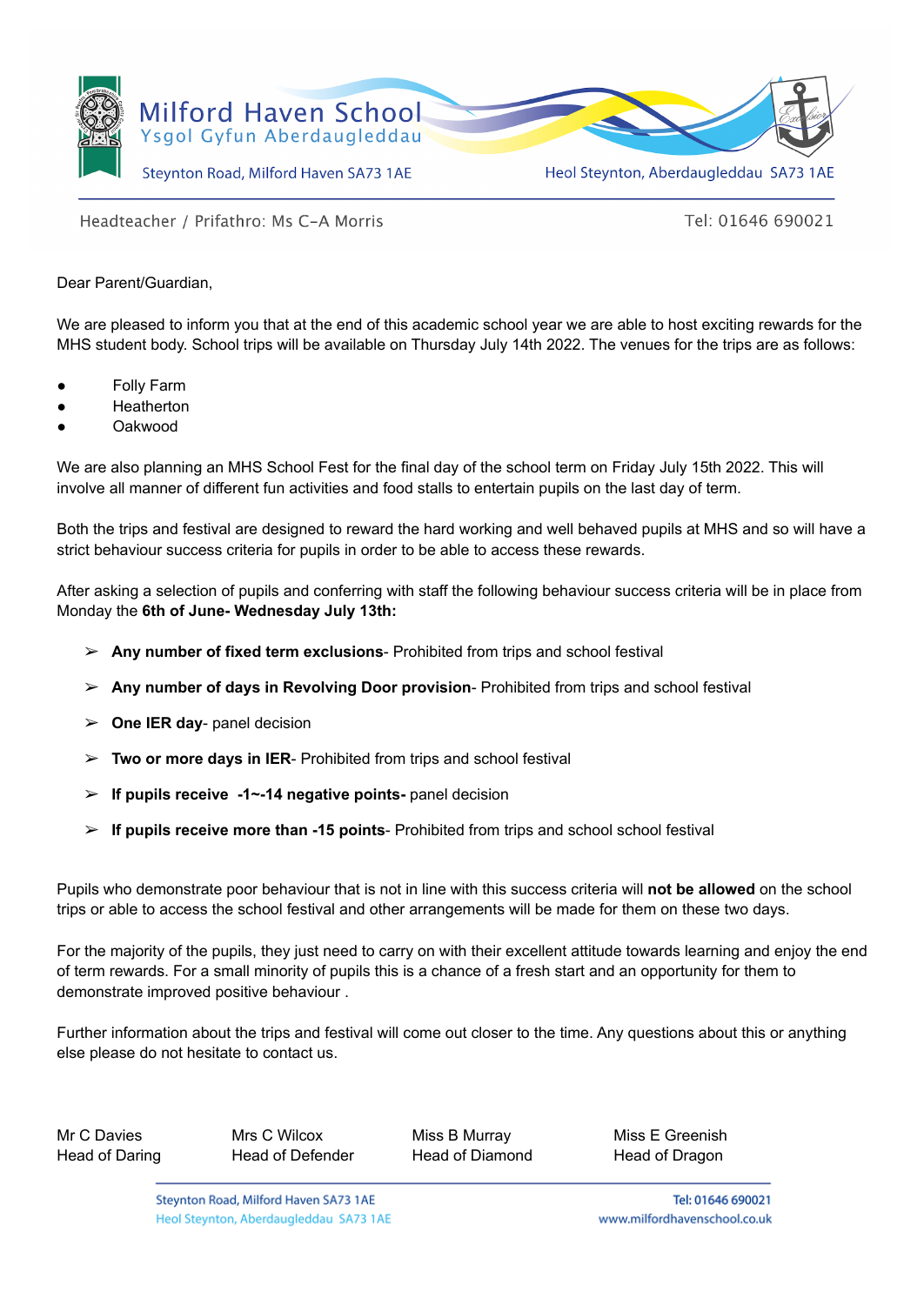Milford Haven School
Ysgol Gyfun Aberdaugleddau

Steynton Road, Milford Haven SA73 1AE | Heol Steynton, Aberdaugleddau SA73 1AE

Headteacher / Prifathro: Ms C-A Morris | Tel: 01646 690021

Dear Parent/Guardian,

We are pleased to inform you that at the end of this academic school year we are able to host exciting rewards for the MHS student body. School trips will be available on Thursday July 14th 2022. The venues for the trips are as follows:

- Folly Farm
- Heatherton
- Oakwood

We are also planning an MHS School Fest for the final day of the school term on Friday July 15th 2022. This will involve all manner of different fun activities and food stalls to entertain pupils on the last day of term.

Both the trips and festival are designed to reward the hard working and well behaved pupils at MHS and so will have a strict behaviour success criteria for pupils in order to be able to access these rewards.

After asking a selection of pupils and conferring with staff the following behaviour success criteria will be in place from Monday the **6th of June- Wednesday July 13th:**

- **Any number of fixed term exclusions**- Prohibited from trips and school festival
- **Any number of days in Revolving Door provision**- Prohibited from trips and school festival
- **One IER day**- panel decision
- **Two or more days in IER**- Prohibited from trips and school festival
- **If pupils receive -1~-14 negative points-** panel decision
- **If pupils receive more than -15 points**- Prohibited from trips and school school festival

Pupils who demonstrate poor behaviour that is not in line with this success criteria will **not be allowed** on the school trips or able to access the school festival and other arrangements will be made for them on these two days.

For the majority of the pupils, they just need to carry on with their excellent attitude towards learning and enjoy the end of term rewards. For a small minority of pupils this is a chance of a fresh start and an opportunity for them to demonstrate improved positive behaviour .

Further information about the trips and festival will come out closer to the time. Any questions about this or anything else please do not hesitate to contact us.

Mr C Davies
Head of Daring

Mrs C Wilcox
Head of Defender

Miss B Murray
Head of Diamond

Miss E Greenish
Head of Dragon

Steynton Road, Milford Haven SA73 1AE
Heol Steynton, Aberdaugleddau SA73 1AE

Tel: 01646 690021
www.milfordhavenschool.co.uk